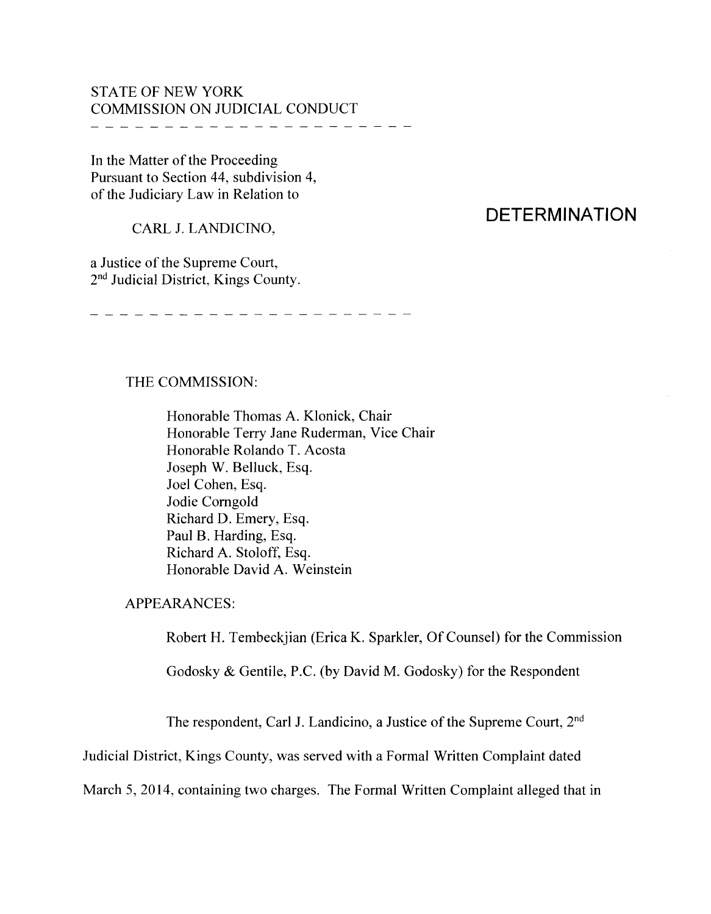STATE OF NEW YORK
COMMISSION ON JUDICIAL CONDUCT

In the Matter of the Proceeding
Pursuant to Section 44, subdivision 4,
of the Judiciary Law in Relation to

CARL J. LANDICINO,

a Justice of the Supreme Court,
2nd Judicial District, Kings County.

# DETERMINATION

THE COMMISSION:

Honorable Thomas A. Klonick, Chair
Honorable Terry Jane Ruderman, Vice Chair
Honorable Rolando T. Acosta
Joseph W. Belluck, Esq.
Joel Cohen, Esq.
Jodie Corngold
Richard D. Emery, Esq.
Paul B. Harding, Esq.
Richard A. Stoloff, Esq.
Honorable David A. Weinstein

APPEARANCES:

Robert H. Tembeckjian (Erica K. Sparkler, Of Counsel) for the Commission

Godosky & Gentile, P.C. (by David M. Godosky) for the Respondent

The respondent, Carl J. Landicino, a Justice of the Supreme Court, 2nd Judicial District, Kings County, was served with a Formal Written Complaint dated March 5, 2014, containing two charges. The Formal Written Complaint alleged that in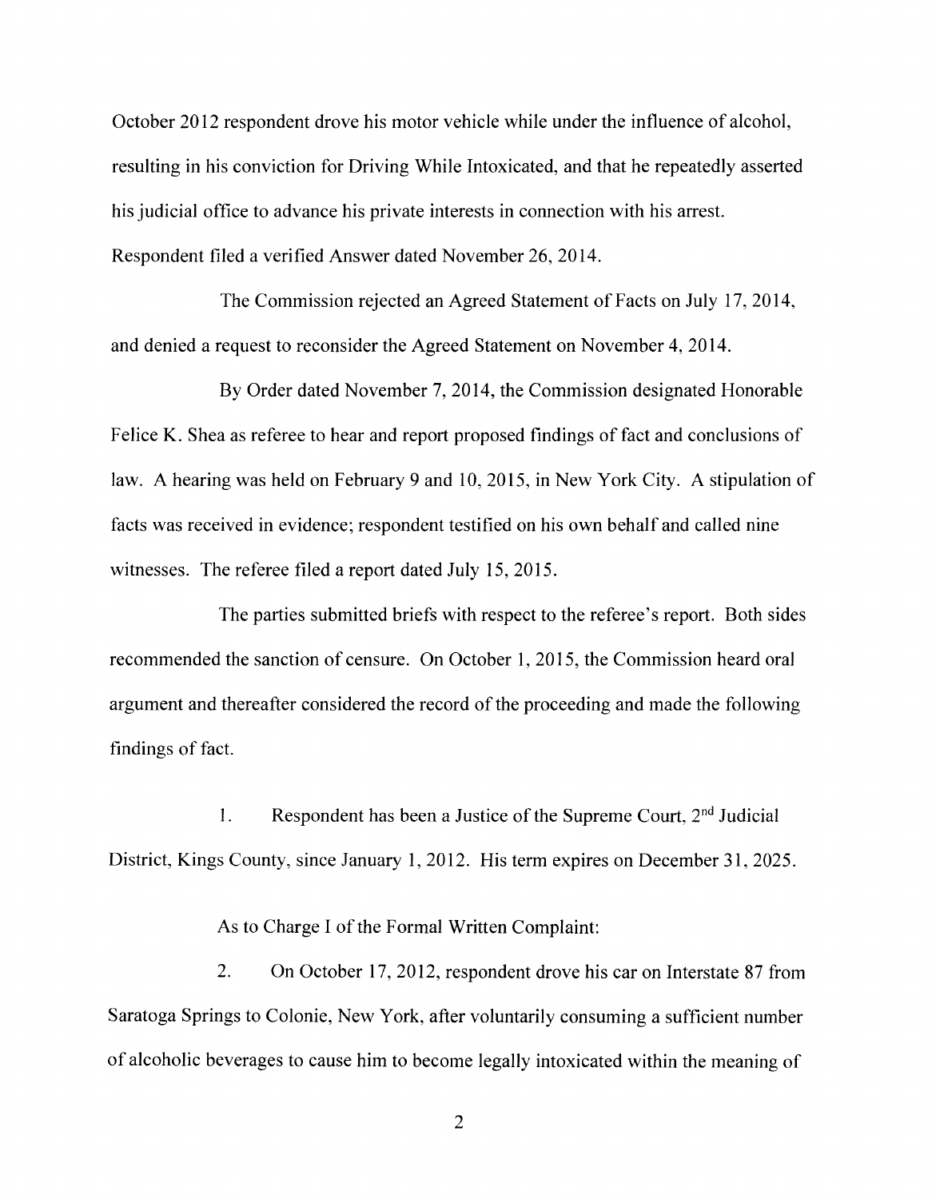October 2012 respondent drove his motor vehicle while under the influence of alcohol, resulting in his conviction for Driving While Intoxicated, and that he repeatedly asserted his judicial office to advance his private interests in connection with his arrest. Respondent filed a verified Answer dated November 26, 2014.

The Commission rejected an Agreed Statement of Facts on July 17, 2014, and denied a request to reconsider the Agreed Statement on November 4, 2014.

By Order dated November 7, 2014, the Commission designated Honorable Felice K. Shea as referee to hear and report proposed findings of fact and conclusions of law. A hearing was held on February 9 and 10, 2015, in New York City. A stipulation of facts was received in evidence; respondent testified on his own behalf and called nine witnesses. The referee filed a report dated July 15, 2015.

The parties submitted briefs with respect to the referee's report. Both sides recommended the sanction of censure. On October 1, 2015, the Commission heard oral argument and thereafter considered the record of the proceeding and made the following findings of fact.

1. Respondent has been a Justice of the Supreme Court, 2nd Judicial District, Kings County, since January 1, 2012. His term expires on December 31, 2025.

As to Charge I of the Formal Written Complaint:

2. On October 17, 2012, respondent drove his car on Interstate 87 from Saratoga Springs to Colonie, New York, after voluntarily consuming a sufficient number of alcoholic beverages to cause him to become legally intoxicated within the meaning of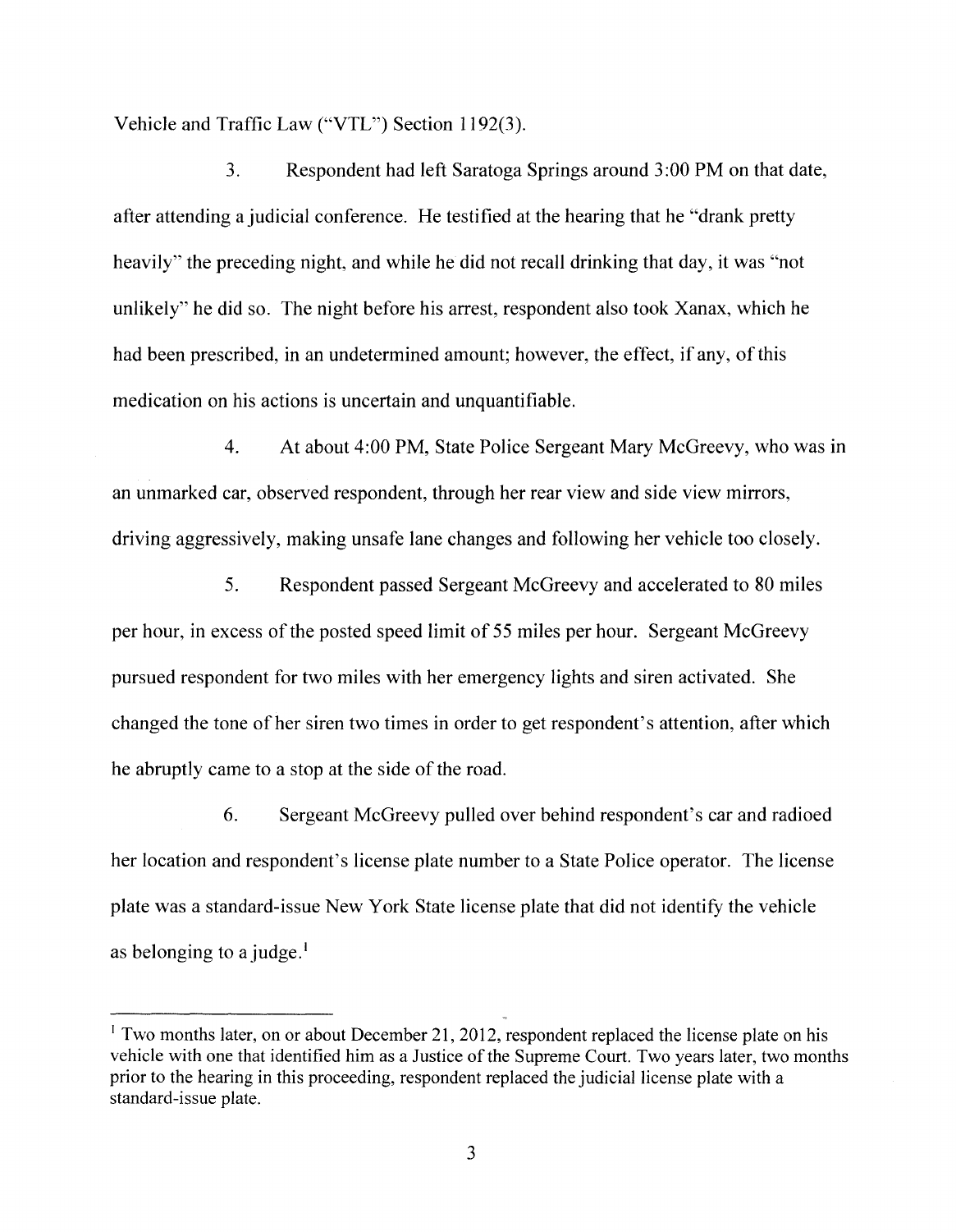Vehicle and Traffic Law ("VTL") Section 1192(3).

3. Respondent had left Saratoga Springs around 3:00 PM on that date, after attending a judicial conference. He testified at the hearing that he "drank pretty heavily" the preceding night, and while he did not recall drinking that day, it was "not unlikely" he did so. The night before his arrest, respondent also took Xanax, which he had been prescribed, in an undetermined amount; however, the effect, if any, of this medication on his actions is uncertain and unquantifiable.

4. At about 4:00 PM, State Police Sergeant Mary McGreevy, who was in an unmarked car, observed respondent, through her rear view and side view mirrors, driving aggressively, making unsafe lane changes and following her vehicle too closely.

5. Respondent passed Sergeant McGreevy and accelerated to 80 miles per hour, in excess of the posted speed limit of 55 miles per hour. Sergeant McGreevy pursued respondent for two miles with her emergency lights and siren activated. She changed the tone of her siren two times in order to get respondent's attention, after which he abruptly came to a stop at the side of the road.

6. Sergeant McGreevy pulled over behind respondent's car and radioed her location and respondent's license plate number to a State Police operator. The license plate was a standard-issue New York State license plate that did not identify the vehicle as belonging to a judge.[1]

[1] Two months later, on or about December 21, 2012, respondent replaced the license plate on his vehicle with one that identified him as a Justice of the Supreme Court. Two years later, two months prior to the hearing in this proceeding, respondent replaced the judicial license plate with a standard-issue plate.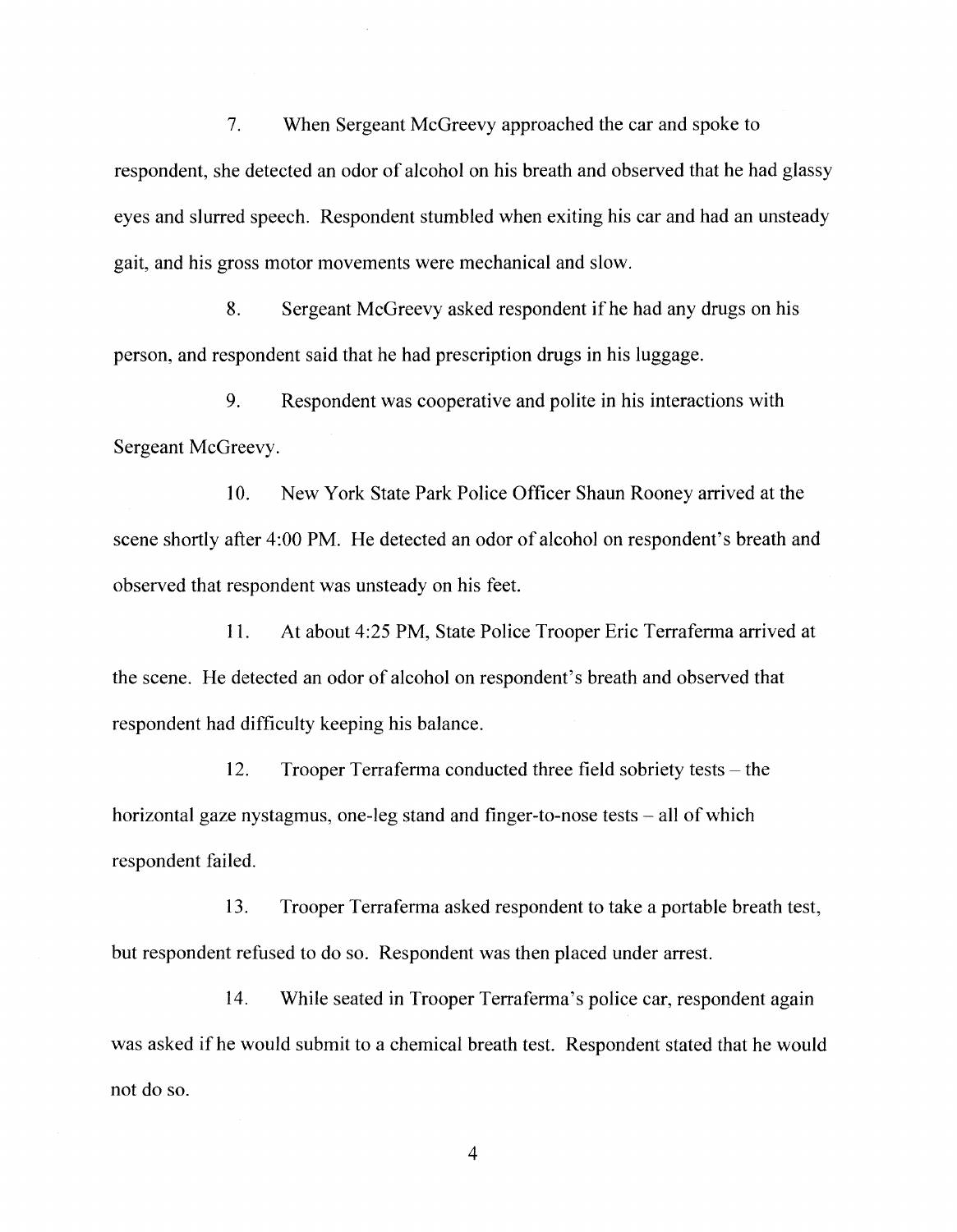7. When Sergeant McGreevy approached the car and spoke to respondent, she detected an odor of alcohol on his breath and observed that he had glassy eyes and slurred speech. Respondent stumbled when exiting his car and had an unsteady gait, and his gross motor movements were mechanical and slow.

8. Sergeant McGreevy asked respondent if he had any drugs on his person, and respondent said that he had prescription drugs in his luggage.

9. Respondent was cooperative and polite in his interactions with Sergeant McGreevy.

10. New York State Park Police Officer Shaun Rooney arrived at the scene shortly after 4:00 PM. He detected an odor of alcohol on respondent's breath and observed that respondent was unsteady on his feet.

11. At about 4:25 PM, State Police Trooper Eric Terraferma arrived at the scene. He detected an odor of alcohol on respondent's breath and observed that respondent had difficulty keeping his balance.

12. Trooper Terraferma conducted three field sobriety tests – the horizontal gaze nystagmus, one-leg stand and finger-to-nose tests – all of which respondent failed.

13. Trooper Terraferma asked respondent to take a portable breath test, but respondent refused to do so. Respondent was then placed under arrest.

14. While seated in Trooper Terraferma's police car, respondent again was asked if he would submit to a chemical breath test. Respondent stated that he would not do so.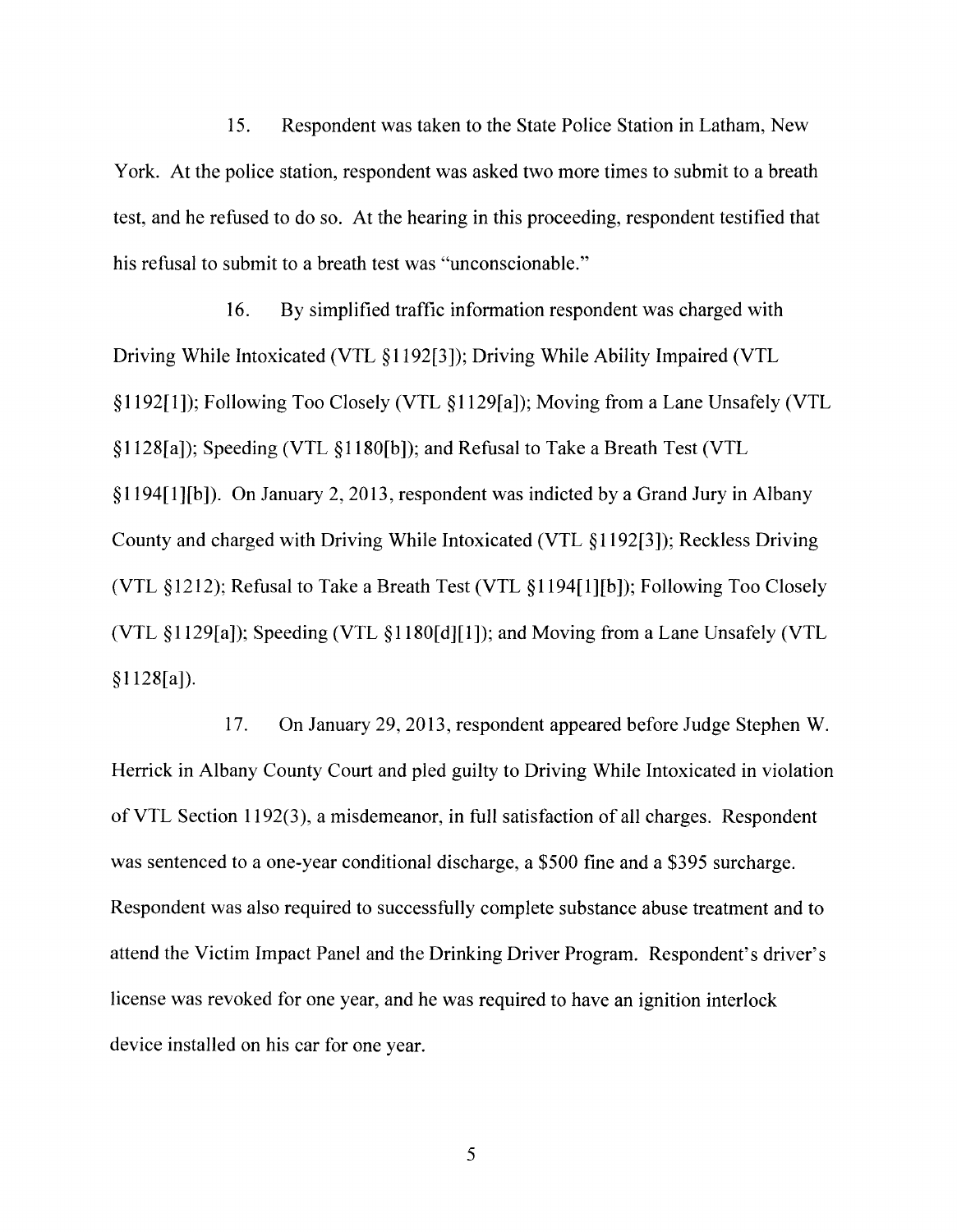15. Respondent was taken to the State Police Station in Latham, New York. At the police station, respondent was asked two more times to submit to a breath test, and he refused to do so. At the hearing in this proceeding, respondent testified that his refusal to submit to a breath test was "unconscionable."

16. By simplified traffic information respondent was charged with Driving While Intoxicated (VTL §1192[3]); Driving While Ability Impaired (VTL §1192[1]); Following Too Closely (VTL §1129[a]); Moving from a Lane Unsafely (VTL §1128[a]); Speeding (VTL §1180[b]); and Refusal to Take a Breath Test (VTL §1194[1][b]). On January 2, 2013, respondent was indicted by a Grand Jury in Albany County and charged with Driving While Intoxicated (VTL §1192[3]); Reckless Driving (VTL §1212); Refusal to Take a Breath Test (VTL §1194[1][b]); Following Too Closely (VTL §1129[a]); Speeding (VTL §1180[d][1]); and Moving from a Lane Unsafely (VTL §1128[a]).

17. On January 29, 2013, respondent appeared before Judge Stephen W. Herrick in Albany County Court and pled guilty to Driving While Intoxicated in violation of VTL Section 1192(3), a misdemeanor, in full satisfaction of all charges. Respondent was sentenced to a one-year conditional discharge, a $500 fine and a $395 surcharge. Respondent was also required to successfully complete substance abuse treatment and to attend the Victim Impact Panel and the Drinking Driver Program. Respondent's driver's license was revoked for one year, and he was required to have an ignition interlock device installed on his car for one year.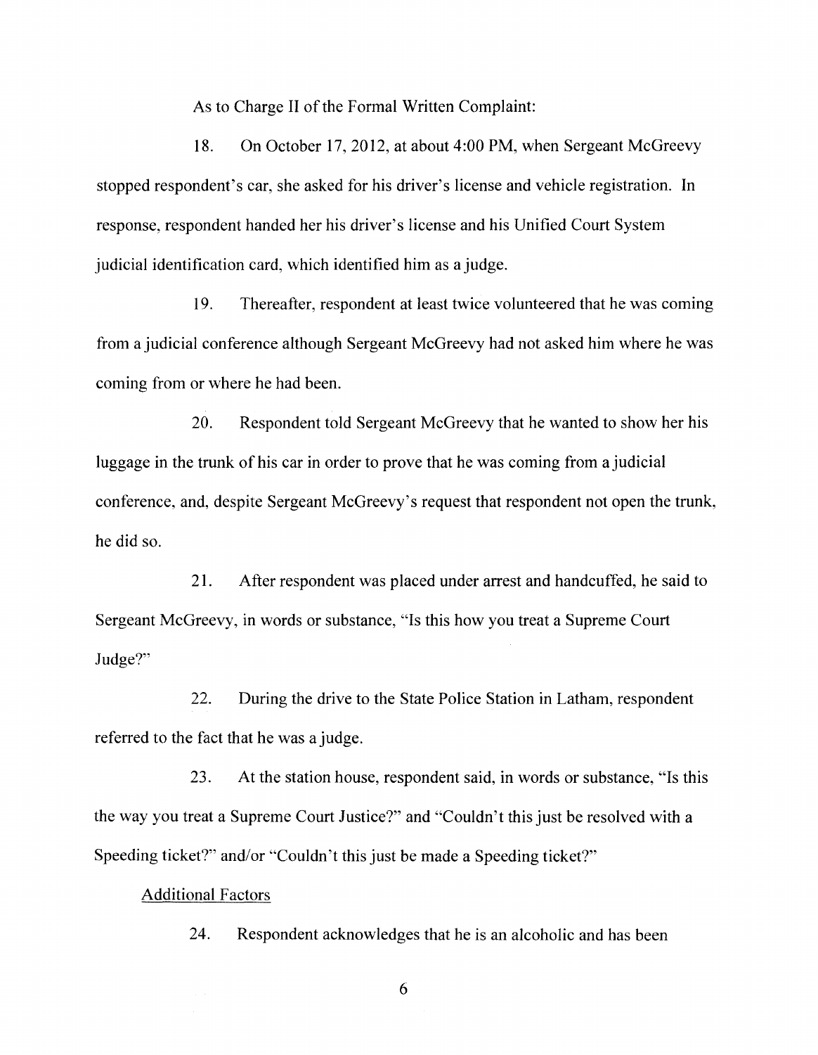As to Charge II of the Formal Written Complaint:

18. On October 17, 2012, at about 4:00 PM, when Sergeant McGreevy stopped respondent's car, she asked for his driver's license and vehicle registration. In response, respondent handed her his driver's license and his Unified Court System judicial identification card, which identified him as a judge.

19. Thereafter, respondent at least twice volunteered that he was coming from a judicial conference although Sergeant McGreevy had not asked him where he was coming from or where he had been.

20. Respondent told Sergeant McGreevy that he wanted to show her his luggage in the trunk of his car in order to prove that he was coming from a judicial conference, and, despite Sergeant McGreevy's request that respondent not open the trunk, he did so.

21. After respondent was placed under arrest and handcuffed, he said to Sergeant McGreevy, in words or substance, "Is this how you treat a Supreme Court Judge?"

22. During the drive to the State Police Station in Latham, respondent referred to the fact that he was a judge.

23. At the station house, respondent said, in words or substance, "Is this the way you treat a Supreme Court Justice?" and "Couldn't this just be resolved with a Speeding ticket?" and/or "Couldn't this just be made a Speeding ticket?"

Additional Factors

24. Respondent acknowledges that he is an alcoholic and has been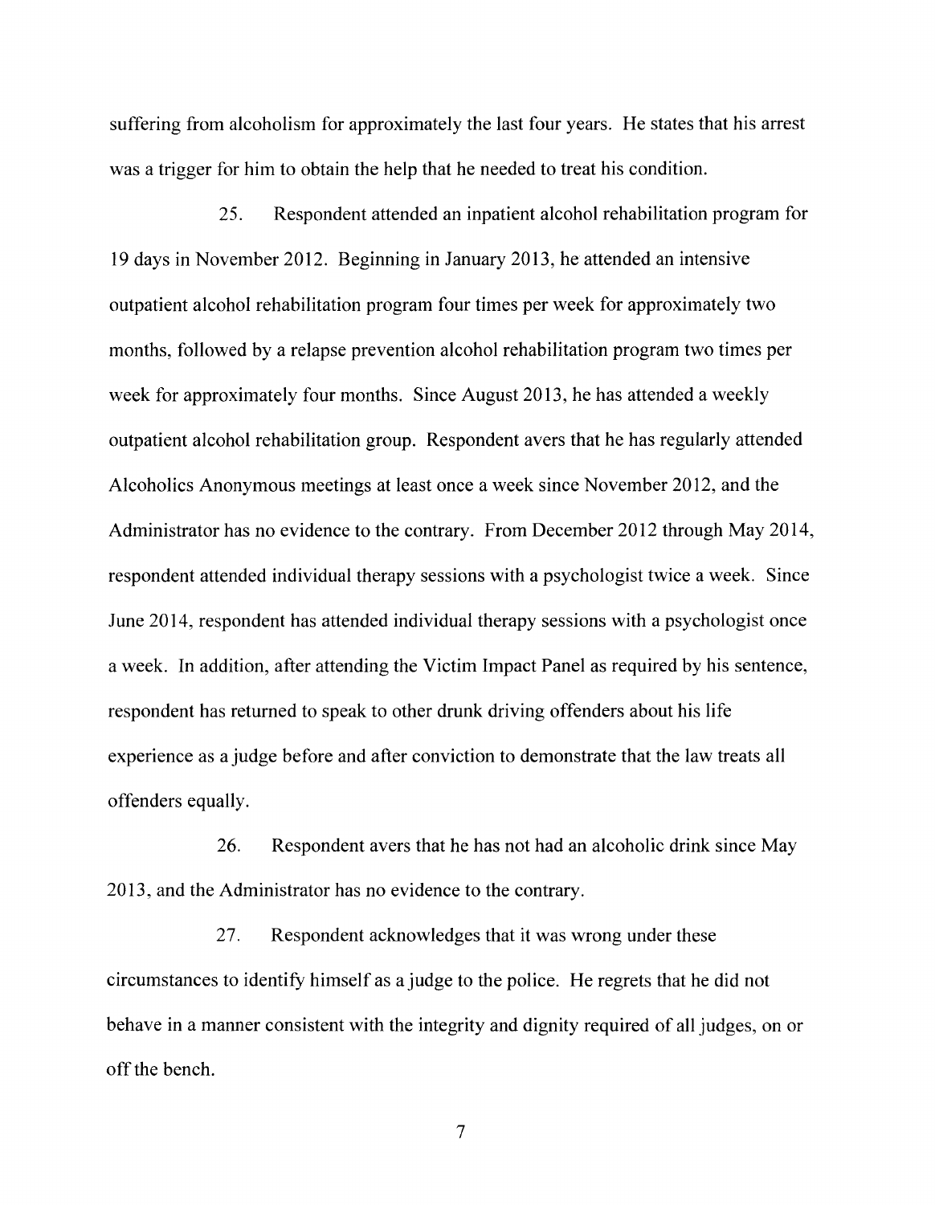suffering from alcoholism for approximately the last four years. He states that his arrest was a trigger for him to obtain the help that he needed to treat his condition.

25. Respondent attended an inpatient alcohol rehabilitation program for 19 days in November 2012. Beginning in January 2013, he attended an intensive outpatient alcohol rehabilitation program four times per week for approximately two months, followed by a relapse prevention alcohol rehabilitation program two times per week for approximately four months. Since August 2013, he has attended a weekly outpatient alcohol rehabilitation group. Respondent avers that he has regularly attended Alcoholics Anonymous meetings at least once a week since November 2012, and the Administrator has no evidence to the contrary. From December 2012 through May 2014, respondent attended individual therapy sessions with a psychologist twice a week. Since June 2014, respondent has attended individual therapy sessions with a psychologist once a week. In addition, after attending the Victim Impact Panel as required by his sentence, respondent has returned to speak to other drunk driving offenders about his life experience as a judge before and after conviction to demonstrate that the law treats all offenders equally.

26. Respondent avers that he has not had an alcoholic drink since May 2013, and the Administrator has no evidence to the contrary.

27. Respondent acknowledges that it was wrong under these circumstances to identify himself as a judge to the police. He regrets that he did not behave in a manner consistent with the integrity and dignity required of all judges, on or off the bench.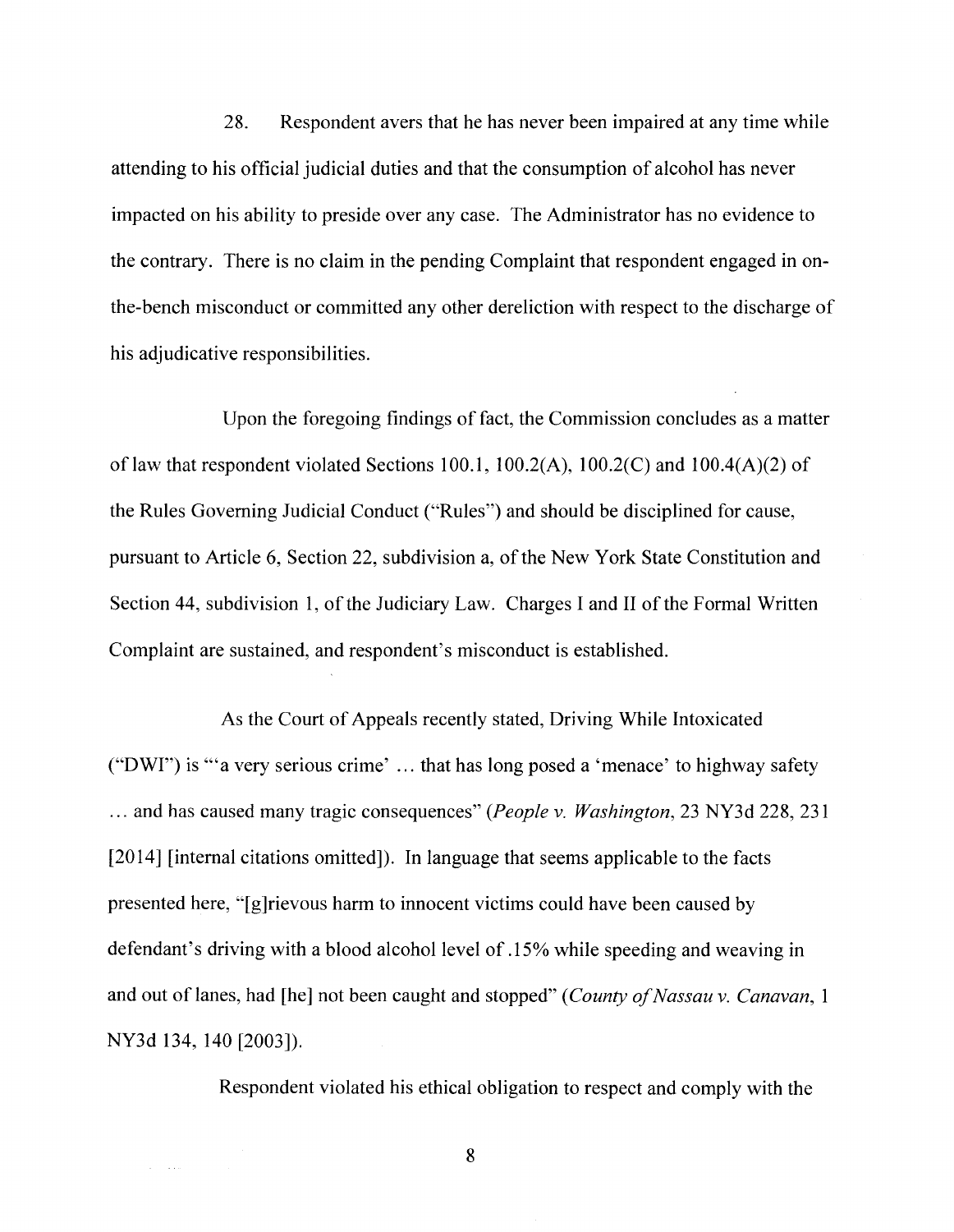28. Respondent avers that he has never been impaired at any time while attending to his official judicial duties and that the consumption of alcohol has never impacted on his ability to preside over any case. The Administrator has no evidence to the contrary. There is no claim in the pending Complaint that respondent engaged in on-the-bench misconduct or committed any other dereliction with respect to the discharge of his adjudicative responsibilities.

Upon the foregoing findings of fact, the Commission concludes as a matter of law that respondent violated Sections 100.1, 100.2(A), 100.2(C) and 100.4(A)(2) of the Rules Governing Judicial Conduct ("Rules") and should be disciplined for cause, pursuant to Article 6, Section 22, subdivision a, of the New York State Constitution and Section 44, subdivision 1, of the Judiciary Law. Charges I and II of the Formal Written Complaint are sustained, and respondent's misconduct is established.

As the Court of Appeals recently stated, Driving While Intoxicated ("DWI") is "'a very serious crime' ... that has long posed a 'menace' to highway safety ... and has caused many tragic consequences" (*People v. Washington*, 23 NY3d 228, 231 [2014] [internal citations omitted]). In language that seems applicable to the facts presented here, "[g]rievous harm to innocent victims could have been caused by defendant's driving with a blood alcohol level of .15% while speeding and weaving in and out of lanes, had [he] not been caught and stopped" (*County of Nassau v. Canavan*, 1 NY3d 134, 140 [2003]).

Respondent violated his ethical obligation to respect and comply with the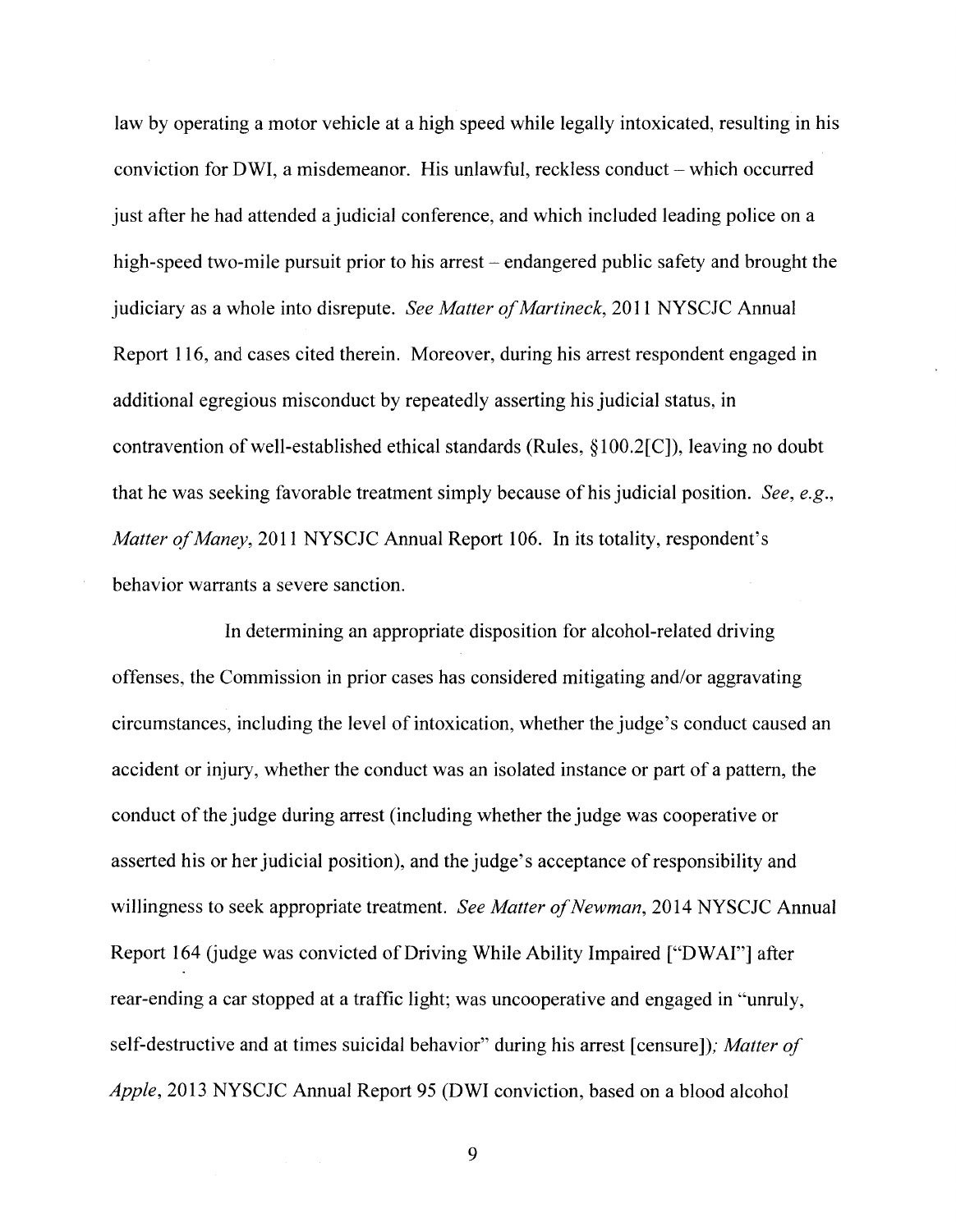law by operating a motor vehicle at a high speed while legally intoxicated, resulting in his conviction for DWI, a misdemeanor. His unlawful, reckless conduct – which occurred just after he had attended a judicial conference, and which included leading police on a high-speed two-mile pursuit prior to his arrest – endangered public safety and brought the judiciary as a whole into disrepute. *See Matter of Martineck*, 2011 NYSCJC Annual Report 116, and cases cited therein. Moreover, during his arrest respondent engaged in additional egregious misconduct by repeatedly asserting his judicial status, in contravention of well-established ethical standards (Rules, §100.2[C]), leaving no doubt that he was seeking favorable treatment simply because of his judicial position. *See, e.g., Matter of Maney*, 2011 NYSCJC Annual Report 106. In its totality, respondent's behavior warrants a severe sanction.

In determining an appropriate disposition for alcohol-related driving offenses, the Commission in prior cases has considered mitigating and/or aggravating circumstances, including the level of intoxication, whether the judge's conduct caused an accident or injury, whether the conduct was an isolated instance or part of a pattern, the conduct of the judge during arrest (including whether the judge was cooperative or asserted his or her judicial position), and the judge's acceptance of responsibility and willingness to seek appropriate treatment. *See Matter of Newman*, 2014 NYSCJC Annual Report 164 (judge was convicted of Driving While Ability Impaired ["DWAI"] after rear-ending a car stopped at a traffic light; was uncooperative and engaged in "unruly, self-destructive and at times suicidal behavior" during his arrest [censure]); *Matter of Apple*, 2013 NYSCJC Annual Report 95 (DWI conviction, based on a blood alcohol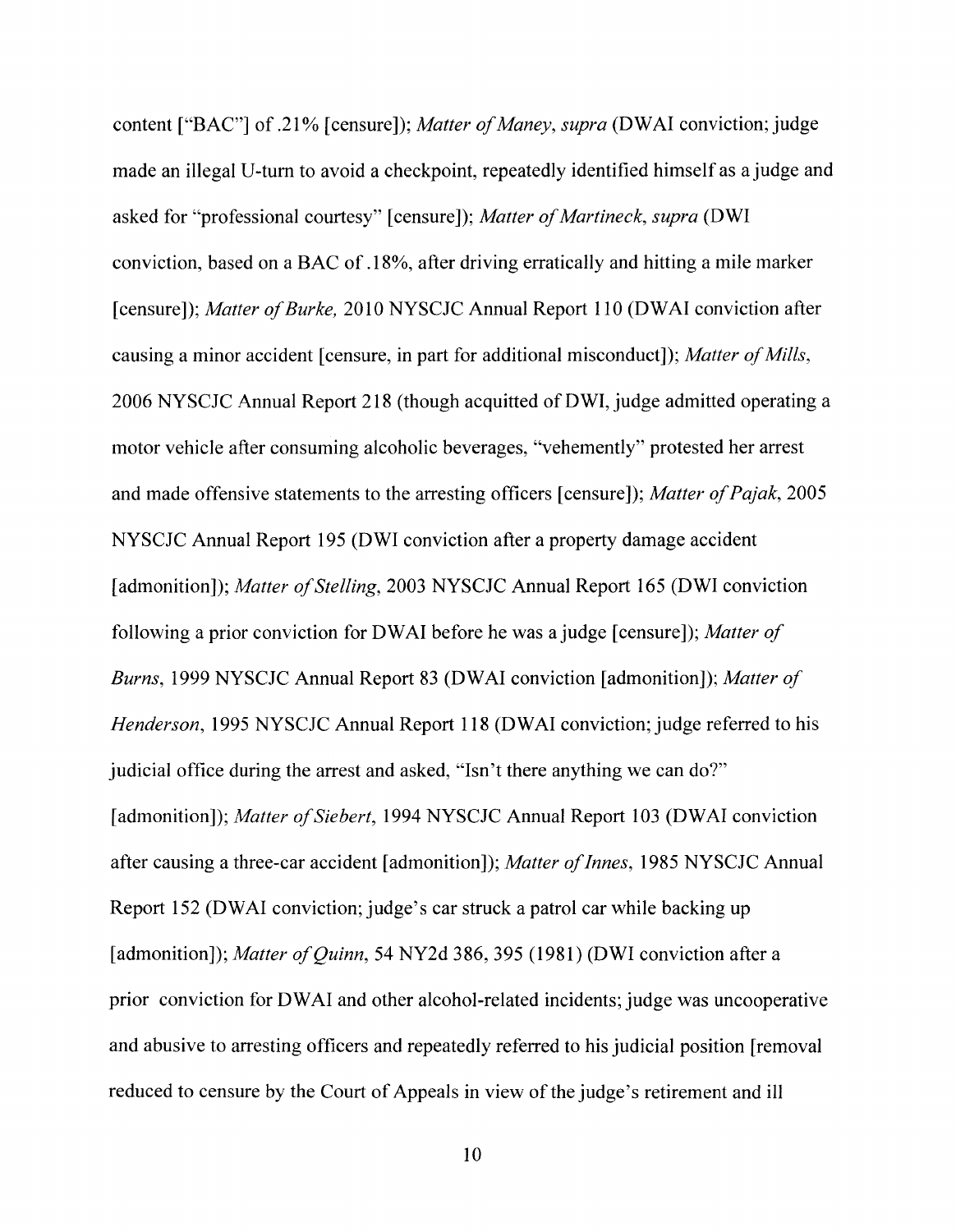content ["BAC"] of .21% [censure]); *Matter of Maney*, *supra* (DWAI conviction; judge made an illegal U-turn to avoid a checkpoint, repeatedly identified himself as a judge and asked for "professional courtesy" [censure]); *Matter of Martineck*, *supra* (DWI conviction, based on a BAC of .18%, after driving erratically and hitting a mile marker [censure]); *Matter of Burke,* 2010 NYSCJC Annual Report 110 (DWAI conviction after causing a minor accident [censure, in part for additional misconduct]); *Matter of Mills*, 2006 NYSCJC Annual Report 218 (though acquitted of DWI, judge admitted operating a motor vehicle after consuming alcoholic beverages, "vehemently" protested her arrest and made offensive statements to the arresting officers [censure]); *Matter of Pajak*, 2005 NYSCJC Annual Report 195 (DWI conviction after a property damage accident [admonition]); *Matter of Stelling*, 2003 NYSCJC Annual Report 165 (DWI conviction following a prior conviction for DWAI before he was a judge [censure]); *Matter of Burns*, 1999 NYSCJC Annual Report 83 (DWAI conviction [admonition]); *Matter of Henderson*, 1995 NYSCJC Annual Report 118 (DWAI conviction; judge referred to his judicial office during the arrest and asked, "Isn't there anything we can do?" [admonition]); *Matter of Siebert*, 1994 NYSCJC Annual Report 103 (DWAI conviction after causing a three-car accident [admonition]); *Matter of Innes*, 1985 NYSCJC Annual Report 152 (DWAI conviction; judge's car struck a patrol car while backing up [admonition]); *Matter of Quinn*, 54 NY2d 386, 395 (1981) (DWI conviction after a prior conviction for DWAI and other alcohol-related incidents; judge was uncooperative and abusive to arresting officers and repeatedly referred to his judicial position [removal reduced to censure by the Court of Appeals in view of the judge's retirement and ill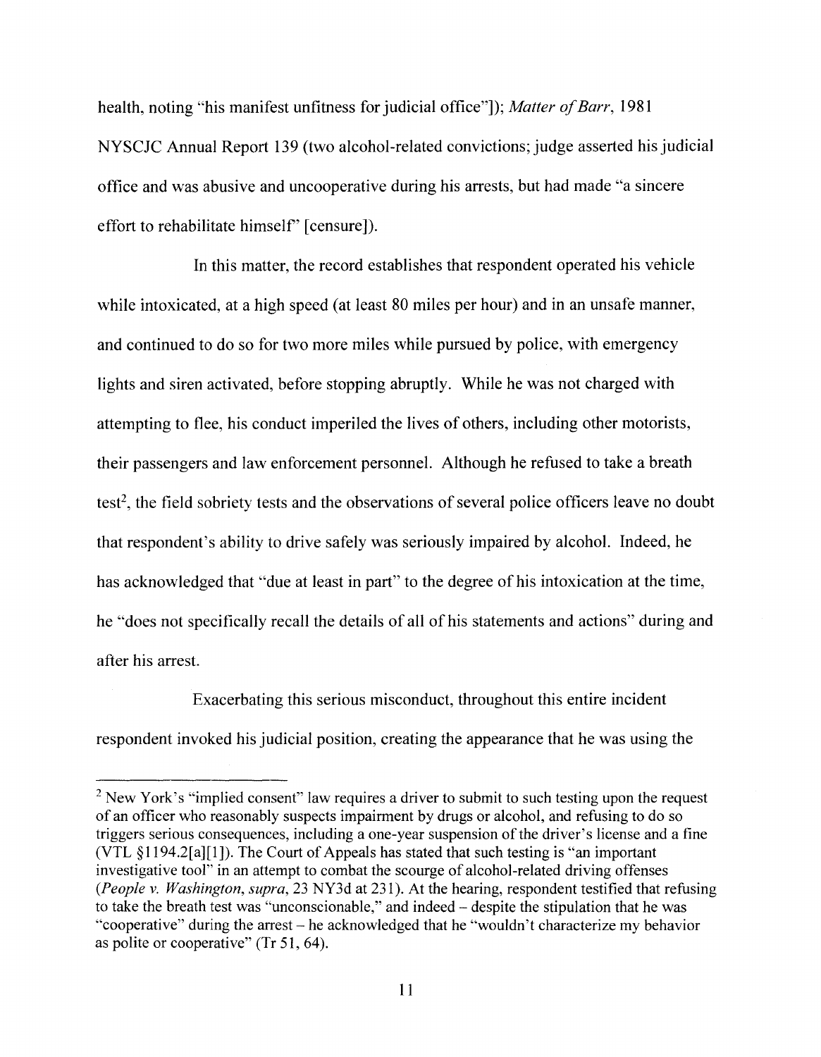health, noting "his manifest unfitness for judicial office"]); *Matter of Barr*, 1981 NYSCJC Annual Report 139 (two alcohol-related convictions; judge asserted his judicial office and was abusive and uncooperative during his arrests, but had made "a sincere effort to rehabilitate himself" [censure]).

In this matter, the record establishes that respondent operated his vehicle while intoxicated, at a high speed (at least 80 miles per hour) and in an unsafe manner, and continued to do so for two more miles while pursued by police, with emergency lights and siren activated, before stopping abruptly. While he was not charged with attempting to flee, his conduct imperiled the lives of others, including other motorists, their passengers and law enforcement personnel. Although he refused to take a breath test[2], the field sobriety tests and the observations of several police officers leave no doubt that respondent's ability to drive safely was seriously impaired by alcohol. Indeed, he has acknowledged that "due at least in part" to the degree of his intoxication at the time, he "does not specifically recall the details of all of his statements and actions" during and after his arrest.

Exacerbating this serious misconduct, throughout this entire incident respondent invoked his judicial position, creating the appearance that he was using the

---

[2] New York's "implied consent" law requires a driver to submit to such testing upon the request of an officer who reasonably suspects impairment by drugs or alcohol, and refusing to do so triggers serious consequences, including a one-year suspension of the driver's license and a fine (VTL §1194.2[a][1]). The Court of Appeals has stated that such testing is "an important investigative tool" in an attempt to combat the scourge of alcohol-related driving offenses (*People v. Washington*, *supra*, 23 NY3d at 231). At the hearing, respondent testified that refusing to take the breath test was "unconscionable," and indeed – despite the stipulation that he was "cooperative" during the arrest – he acknowledged that he "wouldn't characterize my behavior as polite or cooperative" (Tr 51, 64).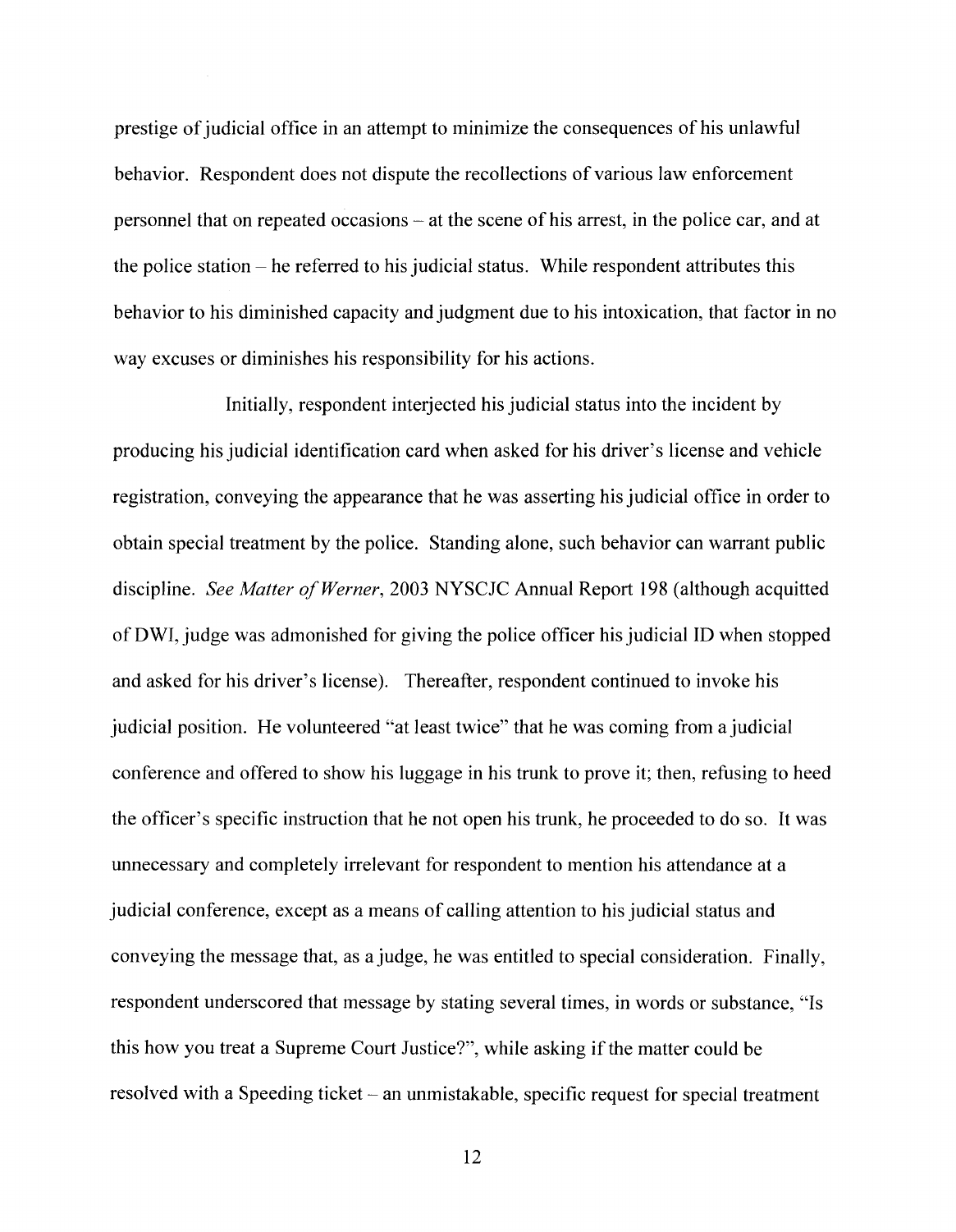prestige of judicial office in an attempt to minimize the consequences of his unlawful behavior. Respondent does not dispute the recollections of various law enforcement personnel that on repeated occasions – at the scene of his arrest, in the police car, and at the police station – he referred to his judicial status. While respondent attributes this behavior to his diminished capacity and judgment due to his intoxication, that factor in no way excuses or diminishes his responsibility for his actions.

Initially, respondent interjected his judicial status into the incident by producing his judicial identification card when asked for his driver's license and vehicle registration, conveying the appearance that he was asserting his judicial office in order to obtain special treatment by the police. Standing alone, such behavior can warrant public discipline. *See Matter of Werner*, 2003 NYSCJC Annual Report 198 (although acquitted of DWI, judge was admonished for giving the police officer his judicial ID when stopped and asked for his driver's license). Thereafter, respondent continued to invoke his judicial position. He volunteered "at least twice" that he was coming from a judicial conference and offered to show his luggage in his trunk to prove it; then, refusing to heed the officer's specific instruction that he not open his trunk, he proceeded to do so. It was unnecessary and completely irrelevant for respondent to mention his attendance at a judicial conference, except as a means of calling attention to his judicial status and conveying the message that, as a judge, he was entitled to special consideration. Finally, respondent underscored that message by stating several times, in words or substance, "Is this how you treat a Supreme Court Justice?", while asking if the matter could be resolved with a Speeding ticket – an unmistakable, specific request for special treatment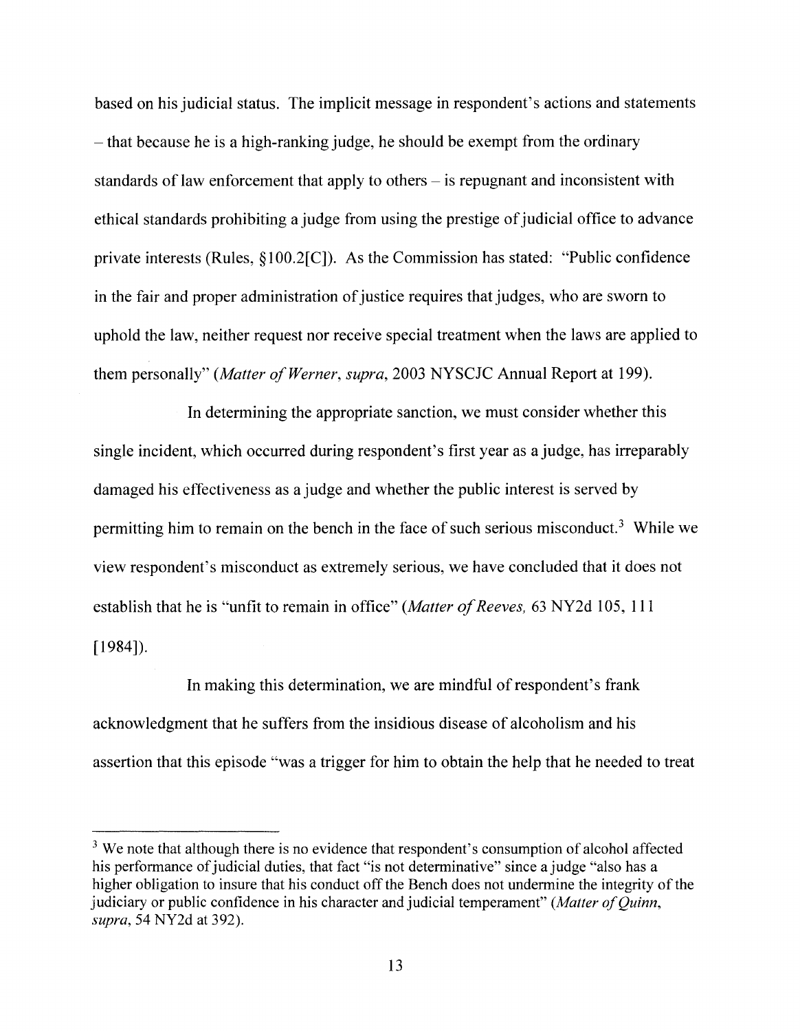based on his judicial status. The implicit message in respondent's actions and statements – that because he is a high-ranking judge, he should be exempt from the ordinary standards of law enforcement that apply to others – is repugnant and inconsistent with ethical standards prohibiting a judge from using the prestige of judicial office to advance private interests (Rules, §100.2[C]). As the Commission has stated: "Public confidence in the fair and proper administration of justice requires that judges, who are sworn to uphold the law, neither request nor receive special treatment when the laws are applied to them personally" (*Matter of Werner*, *supra*, 2003 NYSCJC Annual Report at 199).

In determining the appropriate sanction, we must consider whether this single incident, which occurred during respondent's first year as a judge, has irreparably damaged his effectiveness as a judge and whether the public interest is served by permitting him to remain on the bench in the face of such serious misconduct.[3] While we view respondent's misconduct as extremely serious, we have concluded that it does not establish that he is "unfit to remain in office" (*Matter of Reeves,* 63 NY2d 105, 111 [1984]).

In making this determination, we are mindful of respondent's frank acknowledgment that he suffers from the insidious disease of alcoholism and his assertion that this episode "was a trigger for him to obtain the help that he needed to treat

---

[3] We note that although there is no evidence that respondent's consumption of alcohol affected his performance of judicial duties, that fact "is not determinative" since a judge "also has a higher obligation to insure that his conduct off the Bench does not undermine the integrity of the judiciary or public confidence in his character and judicial temperament" (*Matter of Quinn*, *supra*, 54 NY2d at 392).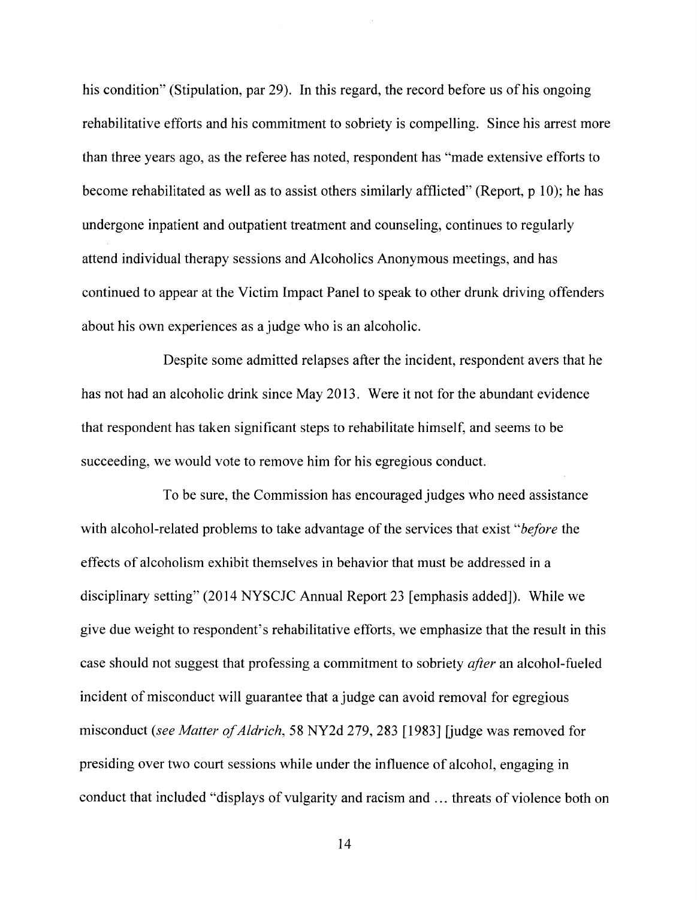his condition" (Stipulation, par 29). In this regard, the record before us of his ongoing rehabilitative efforts and his commitment to sobriety is compelling. Since his arrest more than three years ago, as the referee has noted, respondent has "made extensive efforts to become rehabilitated as well as to assist others similarly afflicted" (Report, p 10); he has undergone inpatient and outpatient treatment and counseling, continues to regularly attend individual therapy sessions and Alcoholics Anonymous meetings, and has continued to appear at the Victim Impact Panel to speak to other drunk driving offenders about his own experiences as a judge who is an alcoholic.

Despite some admitted relapses after the incident, respondent avers that he has not had an alcoholic drink since May 2013. Were it not for the abundant evidence that respondent has taken significant steps to rehabilitate himself, and seems to be succeeding, we would vote to remove him for his egregious conduct.

To be sure, the Commission has encouraged judges who need assistance with alcohol-related problems to take advantage of the services that exist "*before* the effects of alcoholism exhibit themselves in behavior that must be addressed in a disciplinary setting" (2014 NYSCJC Annual Report 23 [emphasis added]). While we give due weight to respondent's rehabilitative efforts, we emphasize that the result in this case should not suggest that professing a commitment to sobriety *after* an alcohol-fueled incident of misconduct will guarantee that a judge can avoid removal for egregious misconduct (*see Matter of Aldrich*, 58 NY2d 279, 283 [1983] [judge was removed for presiding over two court sessions while under the influence of alcohol, engaging in conduct that included "displays of vulgarity and racism and ... threats of violence both on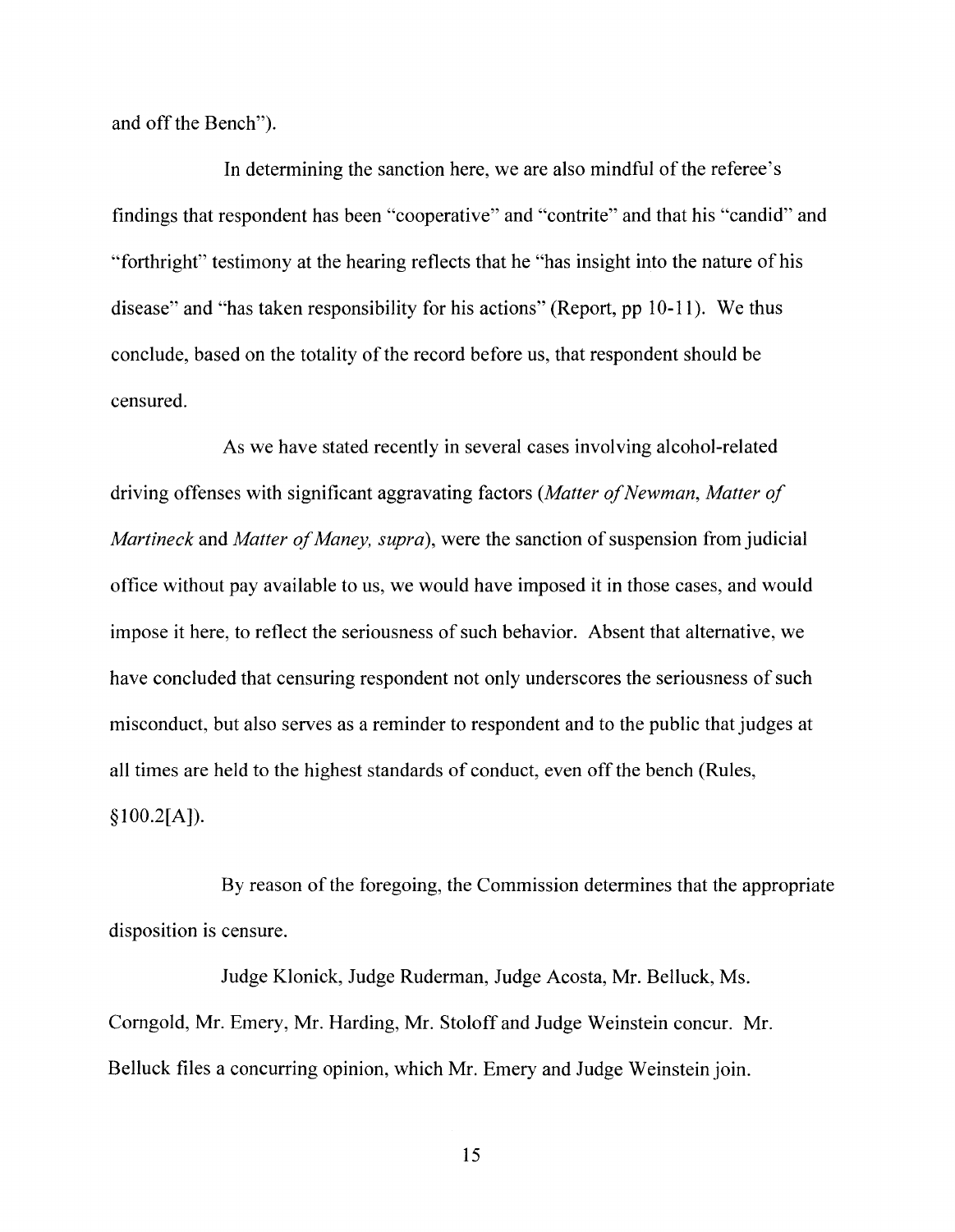and off the Bench").

In determining the sanction here, we are also mindful of the referee's findings that respondent has been "cooperative" and "contrite" and that his "candid" and "forthright" testimony at the hearing reflects that he "has insight into the nature of his disease" and "has taken responsibility for his actions" (Report, pp 10-11). We thus conclude, based on the totality of the record before us, that respondent should be censured.

As we have stated recently in several cases involving alcohol-related driving offenses with significant aggravating factors (*Matter of Newman*, *Matter of Martineck* and *Matter of Maney, supra*), were the sanction of suspension from judicial office without pay available to us, we would have imposed it in those cases, and would impose it here, to reflect the seriousness of such behavior. Absent that alternative, we have concluded that censuring respondent not only underscores the seriousness of such misconduct, but also serves as a reminder to respondent and to the public that judges at all times are held to the highest standards of conduct, even off the bench (Rules, §100.2[A]).

By reason of the foregoing, the Commission determines that the appropriate disposition is censure.

Judge Klonick, Judge Ruderman, Judge Acosta, Mr. Belluck, Ms. Corngold, Mr. Emery, Mr. Harding, Mr. Stoloff and Judge Weinstein concur. Mr. Belluck files a concurring opinion, which Mr. Emery and Judge Weinstein join.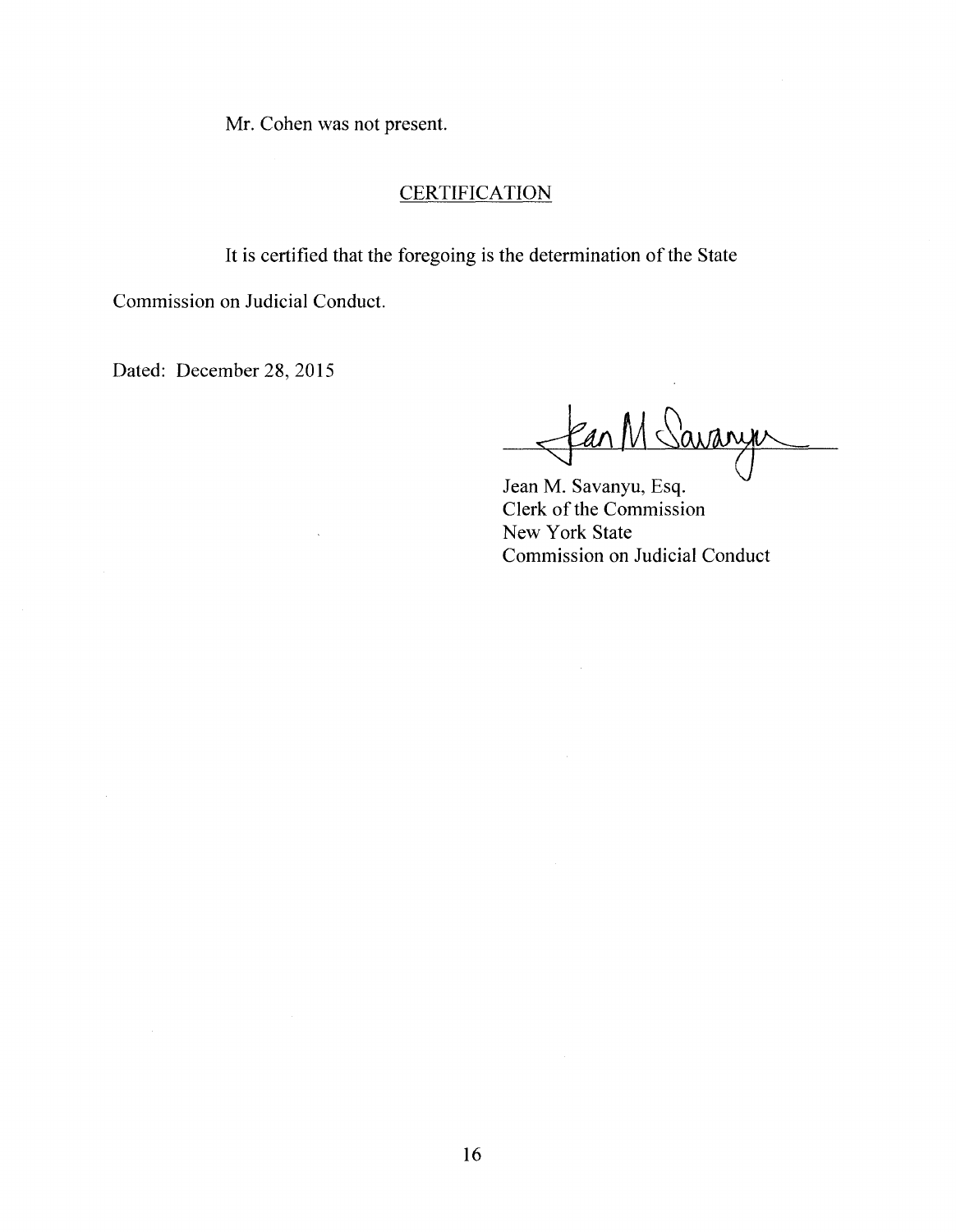Mr. Cohen was not present.

## CERTIFICATION

It is certified that the foregoing is the determination of the State Commission on Judicial Conduct.

Dated: December 28, 2015

Jean M. Savanyu, Esq.  
Clerk of the Commission  
New York State  
Commission on Judicial Conduct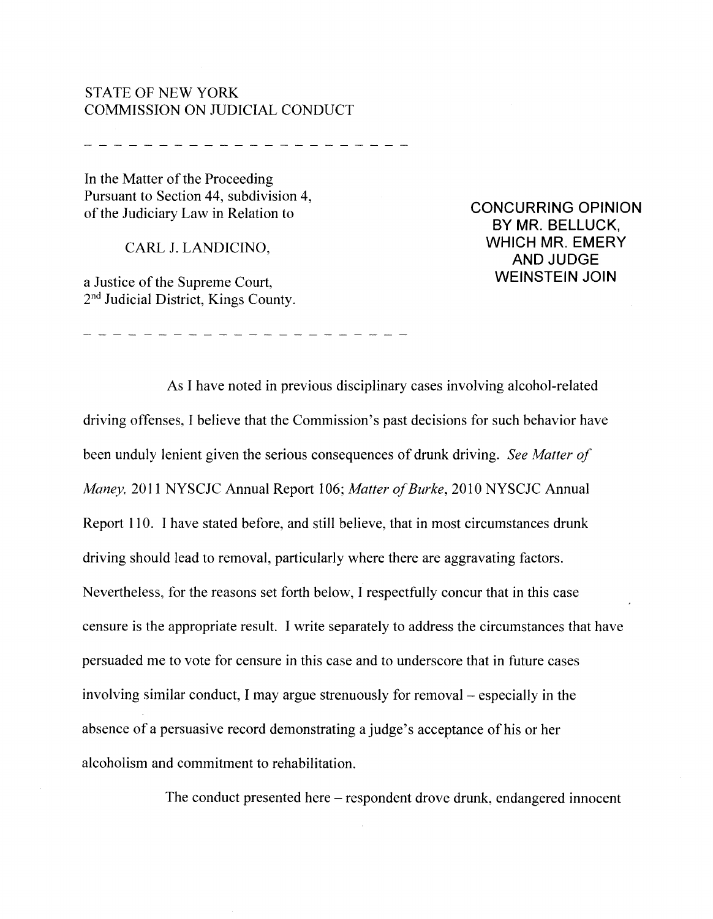STATE OF NEW YORK
COMMISSION ON JUDICIAL CONDUCT

---

In the Matter of the Proceeding Pursuant to Section 44, subdivision 4, of the Judiciary Law in Relation to

CARL J. LANDICINO,

a Justice of the Supreme Court, 2nd Judicial District, Kings County.

---

**CONCURRING OPINION BY MR. BELLUCK, WHICH MR. EMERY AND JUDGE WEINSTEIN JOIN**

As I have noted in previous disciplinary cases involving alcohol-related driving offenses, I believe that the Commission's past decisions for such behavior have been unduly lenient given the serious consequences of drunk driving. *See Matter of Maney*, 2011 NYSCJC Annual Report 106; *Matter of Burke*, 2010 NYSCJC Annual Report 110. I have stated before, and still believe, that in most circumstances drunk driving should lead to removal, particularly where there are aggravating factors. Nevertheless, for the reasons set forth below, I respectfully concur that in this case censure is the appropriate result. I write separately to address the circumstances that have persuaded me to vote for censure in this case and to underscore that in future cases involving similar conduct, I may argue strenuously for removal – especially in the absence of a persuasive record demonstrating a judge's acceptance of his or her alcoholism and commitment to rehabilitation.

The conduct presented here – respondent drove drunk, endangered innocent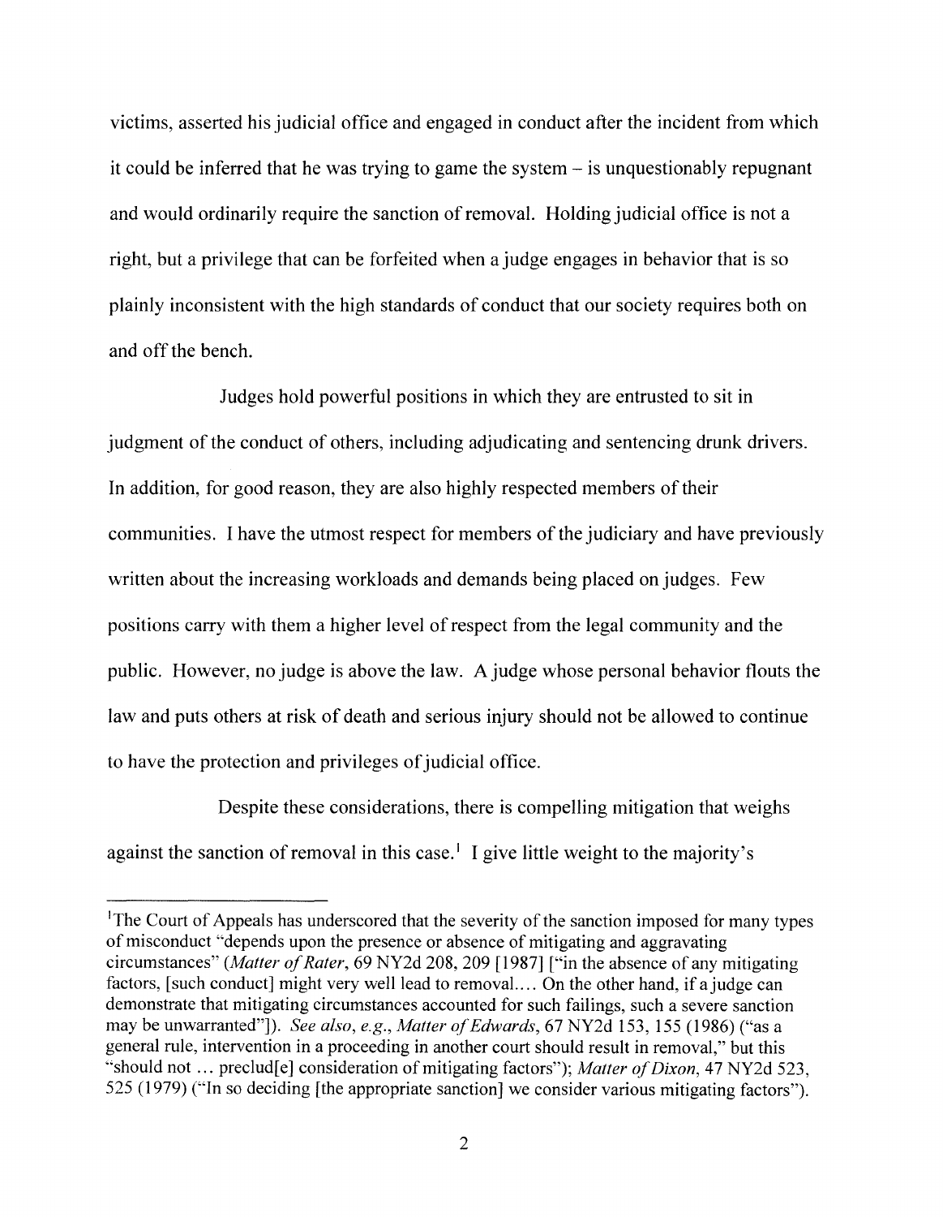victims, asserted his judicial office and engaged in conduct after the incident from which it could be inferred that he was trying to game the system – is unquestionably repugnant and would ordinarily require the sanction of removal. Holding judicial office is not a right, but a privilege that can be forfeited when a judge engages in behavior that is so plainly inconsistent with the high standards of conduct that our society requires both on and off the bench.

Judges hold powerful positions in which they are entrusted to sit in judgment of the conduct of others, including adjudicating and sentencing drunk drivers. In addition, for good reason, they are also highly respected members of their communities. I have the utmost respect for members of the judiciary and have previously written about the increasing workloads and demands being placed on judges. Few positions carry with them a higher level of respect from the legal community and the public. However, no judge is above the law. A judge whose personal behavior flouts the law and puts others at risk of death and serious injury should not be allowed to continue to have the protection and privileges of judicial office.

Despite these considerations, there is compelling mitigation that weighs against the sanction of removal in this case.[1] I give little weight to the majority's

---

[1]The Court of Appeals has underscored that the severity of the sanction imposed for many types of misconduct "depends upon the presence or absence of mitigating and aggravating circumstances" (*Matter of Rater*, 69 NY2d 208, 209 [1987] ["in the absence of any mitigating factors, [such conduct] might very well lead to removal.... On the other hand, if a judge can demonstrate that mitigating circumstances accounted for such failings, such a severe sanction may be unwarranted"]). *See also, e.g., Matter of Edwards*, 67 NY2d 153, 155 (1986) ("as a general rule, intervention in a proceeding in another court should result in removal," but this "should not ... preclud[e] consideration of mitigating factors"); *Matter of Dixon*, 47 NY2d 523, 525 (1979) ("In so deciding [the appropriate sanction] we consider various mitigating factors").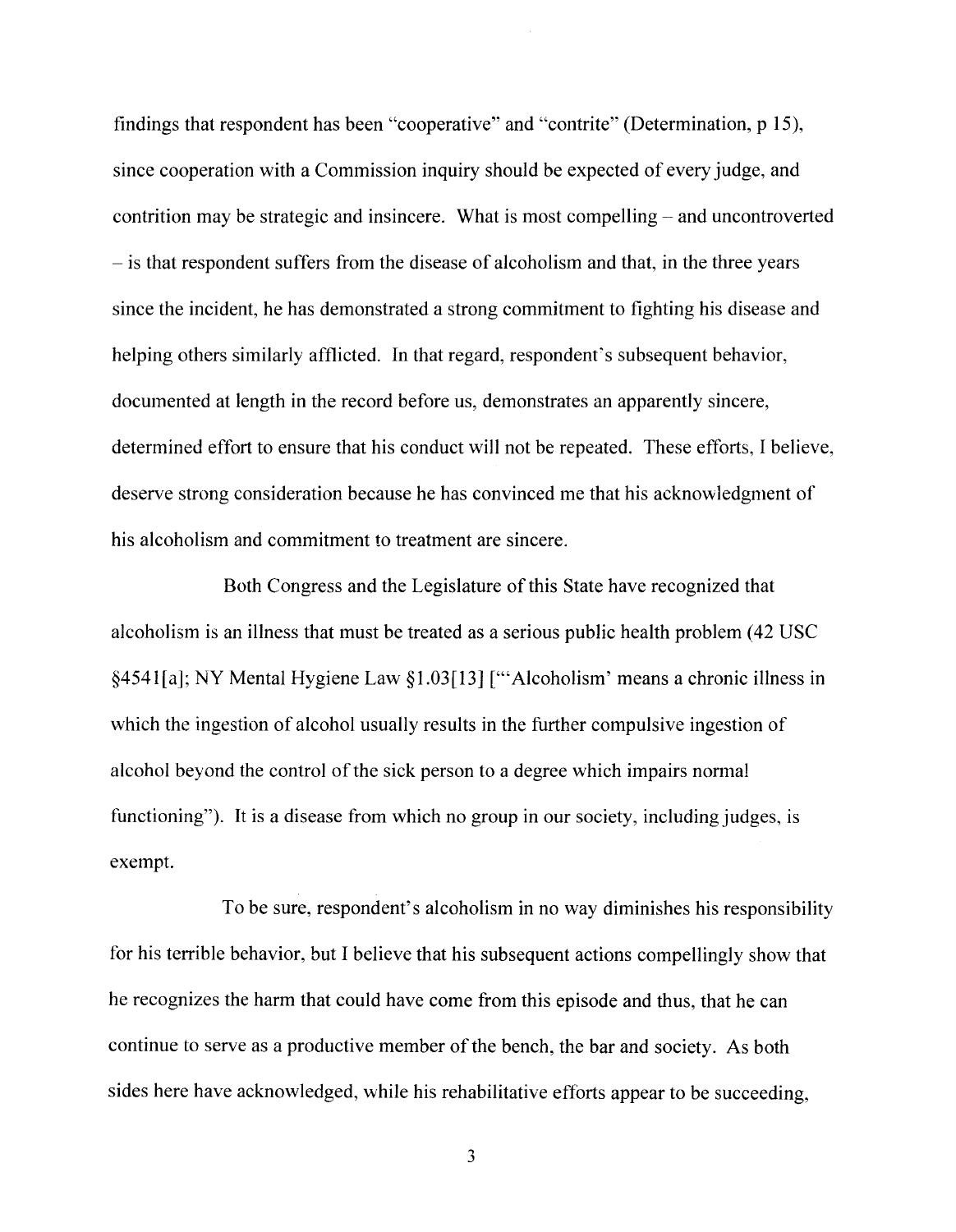findings that respondent has been "cooperative" and "contrite" (Determination, p 15), since cooperation with a Commission inquiry should be expected of every judge, and contrition may be strategic and insincere. What is most compelling – and uncontroverted – is that respondent suffers from the disease of alcoholism and that, in the three years since the incident, he has demonstrated a strong commitment to fighting his disease and helping others similarly afflicted. In that regard, respondent's subsequent behavior, documented at length in the record before us, demonstrates an apparently sincere, determined effort to ensure that his conduct will not be repeated. These efforts, I believe, deserve strong consideration because he has convinced me that his acknowledgment of his alcoholism and commitment to treatment are sincere.

Both Congress and the Legislature of this State have recognized that alcoholism is an illness that must be treated as a serious public health problem (42 USC §4541[a]; NY Mental Hygiene Law §1.03[13] ["'Alcoholism' means a chronic illness in which the ingestion of alcohol usually results in the further compulsive ingestion of alcohol beyond the control of the sick person to a degree which impairs normal functioning"). It is a disease from which no group in our society, including judges, is exempt.

To be sure, respondent's alcoholism in no way diminishes his responsibility for his terrible behavior, but I believe that his subsequent actions compellingly show that he recognizes the harm that could have come from this episode and thus, that he can continue to serve as a productive member of the bench, the bar and society. As both sides here have acknowledged, while his rehabilitative efforts appear to be succeeding,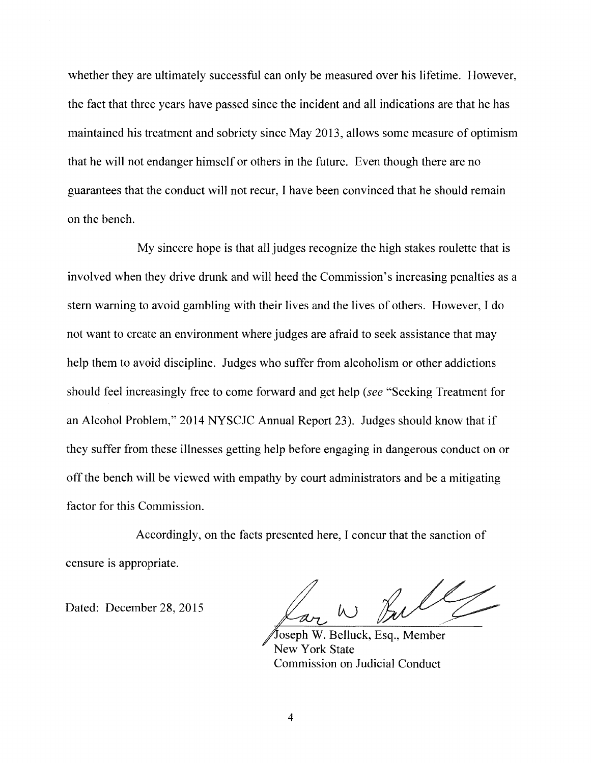whether they are ultimately successful can only be measured over his lifetime. However, the fact that three years have passed since the incident and all indications are that he has maintained his treatment and sobriety since May 2013, allows some measure of optimism that he will not endanger himself or others in the future. Even though there are no guarantees that the conduct will not recur, I have been convinced that he should remain on the bench.

My sincere hope is that all judges recognize the high stakes roulette that is involved when they drive drunk and will heed the Commission's increasing penalties as a stern warning to avoid gambling with their lives and the lives of others. However, I do not want to create an environment where judges are afraid to seek assistance that may help them to avoid discipline. Judges who suffer from alcoholism or other addictions should feel increasingly free to come forward and get help (*see* "Seeking Treatment for an Alcohol Problem," 2014 NYSCJC Annual Report 23). Judges should know that if they suffer from these illnesses getting help before engaging in dangerous conduct on or off the bench will be viewed with empathy by court administrators and be a mitigating factor for this Commission.

Accordingly, on the facts presented here, I concur that the sanction of censure is appropriate.

Dated: December 28, 2015

Joseph W. Belluck, Esq., Member
New York State
Commission on Judicial Conduct